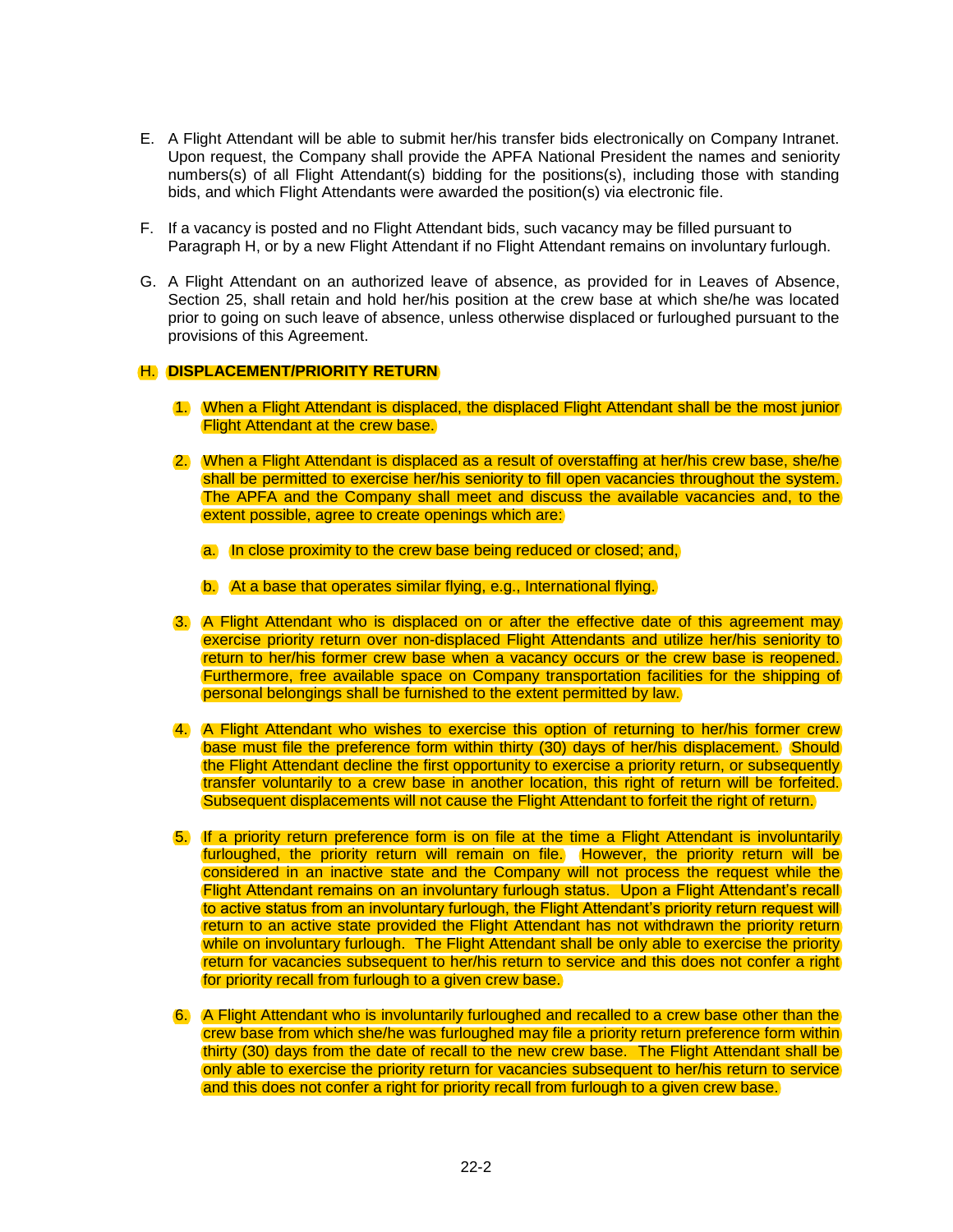E. A Flight Attendant will be able to submit her/his transfer bids electronically on Company Intranet. Upon request, the Company shall provide the APFA National President the names and seniority numbers(s) of all Flight Attendant(s) bidding for the positions(s), including those with standing bids, and which Flight Attendants were awarded the position(s) via electronic file.

F. If a vacancy is posted and no Flight Attendant bids, such vacancy may be filled pursuant to Paragraph H, or by a new Flight Attendant if no Flight Attendant remains on involuntary furlough.

G. A Flight Attendant on an authorized leave of absence, as provided for in Leaves of Absence, Section 25, shall retain and hold her/his position at the crew base at which she/he was located prior to going on such leave of absence, unless otherwise displaced or furloughed pursuant to the provisions of this Agreement.

**H. DISPLACEMENT/PRIORITY RETURN**

1. When a Flight Attendant is displaced, the displaced Flight Attendant shall be the most junior Flight Attendant at the crew base.

2. When a Flight Attendant is displaced as a result of overstaffing at her/his crew base, she/he shall be permitted to exercise her/his seniority to fill open vacancies throughout the system. The APFA and the Company shall meet and discuss the available vacancies and, to the extent possible, agree to create openings which are:

   a. In close proximity to the crew base being reduced or closed; and,

   b. At a base that operates similar flying, e.g., International flying.

3. A Flight Attendant who is displaced on or after the effective date of this agreement may exercise priority return over non-displaced Flight Attendants and utilize her/his seniority to return to her/his former crew base when a vacancy occurs or the crew base is reopened. Furthermore, free available space on Company transportation facilities for the shipping of personal belongings shall be furnished to the extent permitted by law.

4. A Flight Attendant who wishes to exercise this option of returning to her/his former crew base must file the preference form within thirty (30) days of her/his displacement. Should the Flight Attendant decline the first opportunity to exercise a priority return, or subsequently transfer voluntarily to a crew base in another location, this right of return will be forfeited. Subsequent displacements will not cause the Flight Attendant to forfeit the right of return.

5. If a priority return preference form is on file at the time a Flight Attendant is involuntarily furloughed, the priority return will remain on file. However, the priority return will be considered in an inactive state and the Company will not process the request while the Flight Attendant remains on an involuntary furlough status. Upon a Flight Attendant's recall to active status from an involuntary furlough, the Flight Attendant's priority return request will return to an active state provided the Flight Attendant has not withdrawn the priority return while on involuntary furlough. The Flight Attendant shall be only able to exercise the priority return for vacancies subsequent to her/his return to service and this does not confer a right for priority recall from furlough to a given crew base.

6. A Flight Attendant who is involuntarily furloughed and recalled to a crew base other than the crew base from which she/he was furloughed may file a priority return preference form within thirty (30) days from the date of recall to the new crew base. The Flight Attendant shall be only able to exercise the priority return for vacancies subsequent to her/his return to service and this does not confer a right for priority recall from furlough to a given crew base.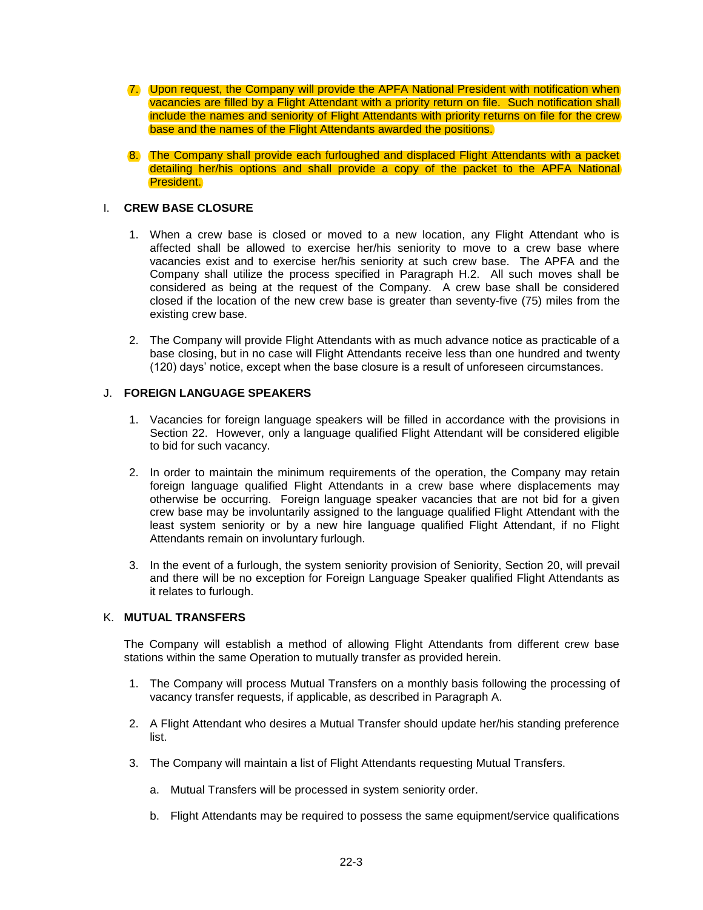7. Upon request, the Company will provide the APFA National President with notification when vacancies are filled by a Flight Attendant with a priority return on file. Such notification shall include the names and seniority of Flight Attendants with priority returns on file for the crew base and the names of the Flight Attendants awarded the positions.

8. The Company shall provide each furloughed and displaced Flight Attendants with a packet detailing her/his options and shall provide a copy of the packet to the APFA National President.

## I. CREW BASE CLOSURE

1. When a crew base is closed or moved to a new location, any Flight Attendant who is affected shall be allowed to exercise her/his seniority to move to a crew base where vacancies exist and to exercise her/his seniority at such crew base. The APFA and the Company shall utilize the process specified in Paragraph H.2. All such moves shall be considered as being at the request of the Company. A crew base shall be considered closed if the location of the new crew base is greater than seventy-five (75) miles from the existing crew base.

2. The Company will provide Flight Attendants with as much advance notice as practicable of a base closing, but in no case will Flight Attendants receive less than one hundred and twenty (120) days' notice, except when the base closure is a result of unforeseen circumstances.

## J. FOREIGN LANGUAGE SPEAKERS

1. Vacancies for foreign language speakers will be filled in accordance with the provisions in Section 22. However, only a language qualified Flight Attendant will be considered eligible to bid for such vacancy.

2. In order to maintain the minimum requirements of the operation, the Company may retain foreign language qualified Flight Attendants in a crew base where displacements may otherwise be occurring. Foreign language speaker vacancies that are not bid for a given crew base may be involuntarily assigned to the language qualified Flight Attendant with the least system seniority or by a new hire language qualified Flight Attendant, if no Flight Attendants remain on involuntary furlough.

3. In the event of a furlough, the system seniority provision of Seniority, Section 20, will prevail and there will be no exception for Foreign Language Speaker qualified Flight Attendants as it relates to furlough.

## K. MUTUAL TRANSFERS

The Company will establish a method of allowing Flight Attendants from different crew base stations within the same Operation to mutually transfer as provided herein.

1. The Company will process Mutual Transfers on a monthly basis following the processing of vacancy transfer requests, if applicable, as described in Paragraph A.

2. A Flight Attendant who desires a Mutual Transfer should update her/his standing preference list.

3. The Company will maintain a list of Flight Attendants requesting Mutual Transfers.

   a. Mutual Transfers will be processed in system seniority order.

   b. Flight Attendants may be required to possess the same equipment/service qualifications